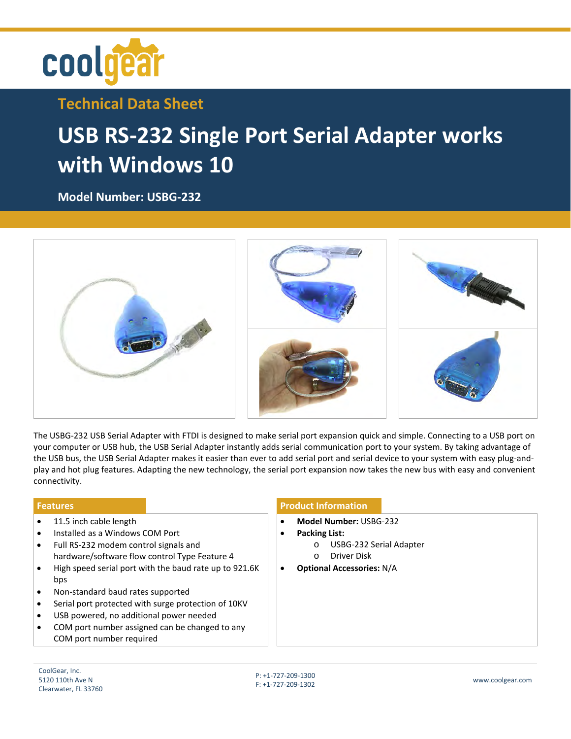coolgear

## Technical Data Sheet

# USB RS-232 Single Port Serial Adapter works with Windows 10

**Model Number: USBG-232**

The USBG-232 USB Serial Adapter with FTDI is designed to make serial port expansion quick and simple. Connecting to a USB port on your computer or USB hub, the USB Serial Adapter instantly adds serial communication port to your system. By taking advantage of the USB bus, the USB Serial Adapter makes it easier than ever to add serial port and serial device to your system with easy plug-and-play and hot plug features. Adapting the new technology, the serial port expansion now takes the new bus with easy and convenient connectivity.

### Features

- 11.5 inch cable length
- Installed as a Windows COM Port
- Full RS-232 modem control signals and hardware/software flow control Type Feature 4
- High speed serial port with the baud rate up to 921.6K bps
- Non-standard baud rates supported
- Serial port protected with surge protection of 10KV
- USB powered, no additional power needed
- COM port number assigned can be changed to any COM port number required

### Product Information

- **Model Number:** USBG-232
- **Packing List:**
  - USBG-232 Serial Adapter
  - Driver Disk
- **Optional Accessories:** N/A

CoolGear, Inc.
5120 110th Ave N
Clearwater, FL 33760

P: +1-727-209-1300
F: +1-727-209-1302

www.coolgear.com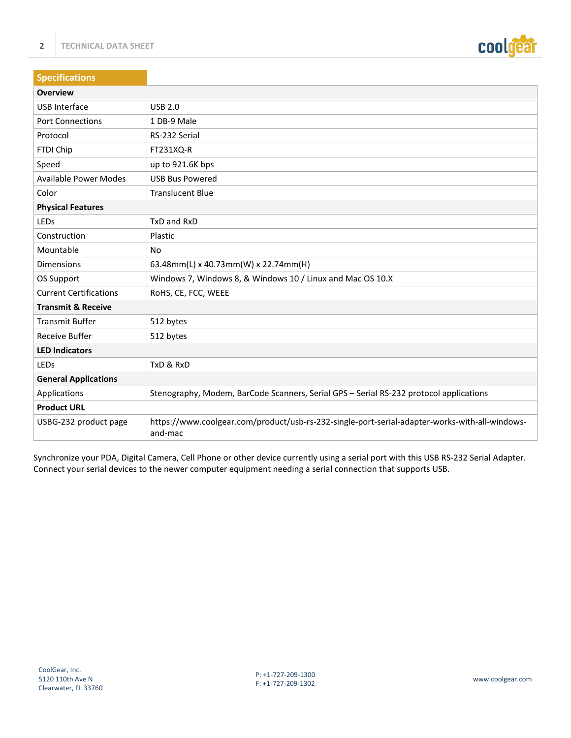## Specifications

| | |
|---|---|
| **Overview** | |
| USB Interface | USB 2.0 |
| Port Connections | 1 DB-9 Male |
| Protocol | RS-232 Serial |
| FTDI Chip | FT231XQ-R |
| Speed | up to 921.6K bps |
| Available Power Modes | USB Bus Powered |
| Color | Translucent Blue |
| **Physical Features** | |
| LEDs | TxD and RxD |
| Construction | Plastic |
| Mountable | No |
| Dimensions | 63.48mm(L) x 40.73mm(W) x 22.74mm(H) |
| OS Support | Windows 7, Windows 8, & Windows 10 / Linux and Mac OS 10.X |
| Current Certifications | RoHS, CE, FCC, WEEE |
| **Transmit & Receive** | |
| Transmit Buffer | 512 bytes |
| Receive Buffer | 512 bytes |
| **LED Indicators** | |
| LEDs | TxD & RxD |
| **General Applications** | |
| Applications | Stenography, Modem, BarCode Scanners, Serial GPS – Serial RS-232 protocol applications |
| **Product URL** | |
| USBG-232 product page | https://www.coolgear.com/product/usb-rs-232-single-port-serial-adapter-works-with-all-windows-and-mac |

Synchronize your PDA, Digital Camera, Cell Phone or other device currently using a serial port with this USB RS-232 Serial Adapter. Connect your serial devices to the newer computer equipment needing a serial connection that supports USB.

CoolGear, Inc.
5120 110th Ave N
Clearwater, FL 33760

P: +1-727-209-1300
F: +1-727-209-1302

www.coolgear.com